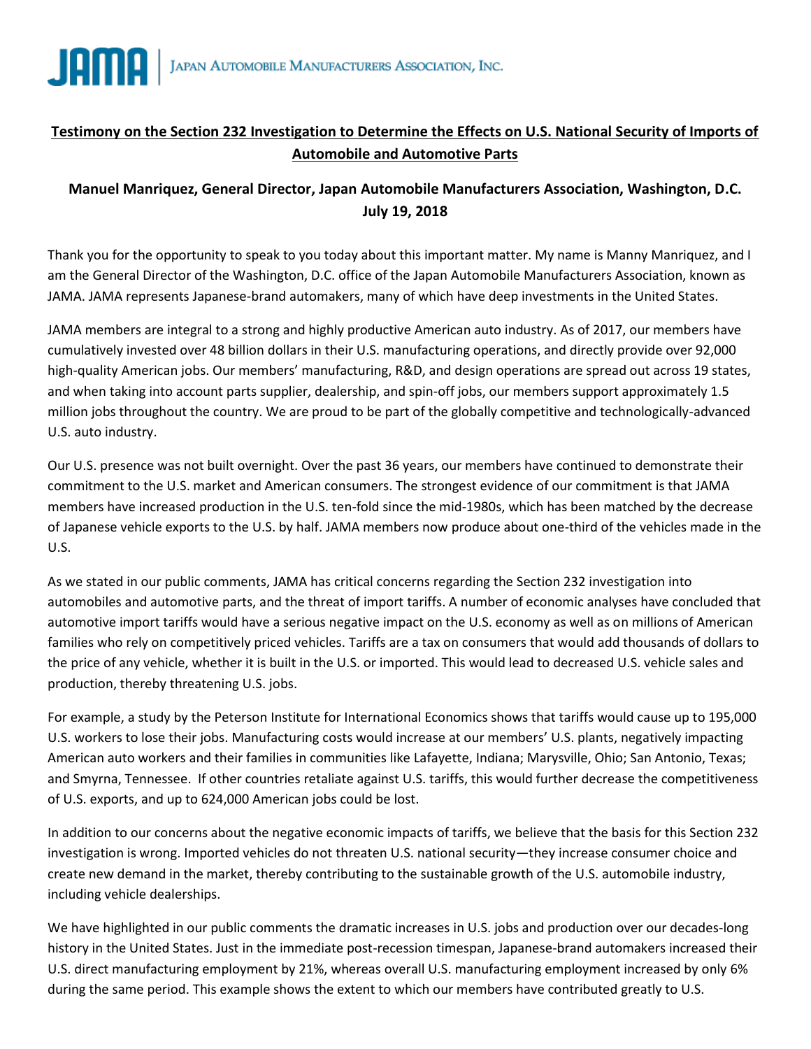JAMA | Japan Automobile Manufacturers Association, Inc.

## Testimony on the Section 232 Investigation to Determine the Effects on U.S. National Security of Imports of Automobile and Automotive Parts

**Manuel Manriquez, General Director, Japan Automobile Manufacturers Association, Washington, D.C.**
**July 19, 2018**

Thank you for the opportunity to speak to you today about this important matter. My name is Manny Manriquez, and I am the General Director of the Washington, D.C. office of the Japan Automobile Manufacturers Association, known as JAMA. JAMA represents Japanese-brand automakers, many of which have deep investments in the United States.

JAMA members are integral to a strong and highly productive American auto industry. As of 2017, our members have cumulatively invested over 48 billion dollars in their U.S. manufacturing operations, and directly provide over 92,000 high-quality American jobs. Our members' manufacturing, R&D, and design operations are spread out across 19 states, and when taking into account parts supplier, dealership, and spin-off jobs, our members support approximately 1.5 million jobs throughout the country. We are proud to be part of the globally competitive and technologically-advanced U.S. auto industry.

Our U.S. presence was not built overnight. Over the past 36 years, our members have continued to demonstrate their commitment to the U.S. market and American consumers. The strongest evidence of our commitment is that JAMA members have increased production in the U.S. ten-fold since the mid-1980s, which has been matched by the decrease of Japanese vehicle exports to the U.S. by half. JAMA members now produce about one-third of the vehicles made in the U.S.

As we stated in our public comments, JAMA has critical concerns regarding the Section 232 investigation into automobiles and automotive parts, and the threat of import tariffs. A number of economic analyses have concluded that automotive import tariffs would have a serious negative impact on the U.S. economy as well as on millions of American families who rely on competitively priced vehicles. Tariffs are a tax on consumers that would add thousands of dollars to the price of any vehicle, whether it is built in the U.S. or imported. This would lead to decreased U.S. vehicle sales and production, thereby threatening U.S. jobs.

For example, a study by the Peterson Institute for International Economics shows that tariffs would cause up to 195,000 U.S. workers to lose their jobs. Manufacturing costs would increase at our members' U.S. plants, negatively impacting American auto workers and their families in communities like Lafayette, Indiana; Marysville, Ohio; San Antonio, Texas; and Smyrna, Tennessee. If other countries retaliate against U.S. tariffs, this would further decrease the competitiveness of U.S. exports, and up to 624,000 American jobs could be lost.

In addition to our concerns about the negative economic impacts of tariffs, we believe that the basis for this Section 232 investigation is wrong. Imported vehicles do not threaten U.S. national security—they increase consumer choice and create new demand in the market, thereby contributing to the sustainable growth of the U.S. automobile industry, including vehicle dealerships.

We have highlighted in our public comments the dramatic increases in U.S. jobs and production over our decades-long history in the United States. Just in the immediate post-recession timespan, Japanese-brand automakers increased their U.S. direct manufacturing employment by 21%, whereas overall U.S. manufacturing employment increased by only 6% during the same period. This example shows the extent to which our members have contributed greatly to U.S.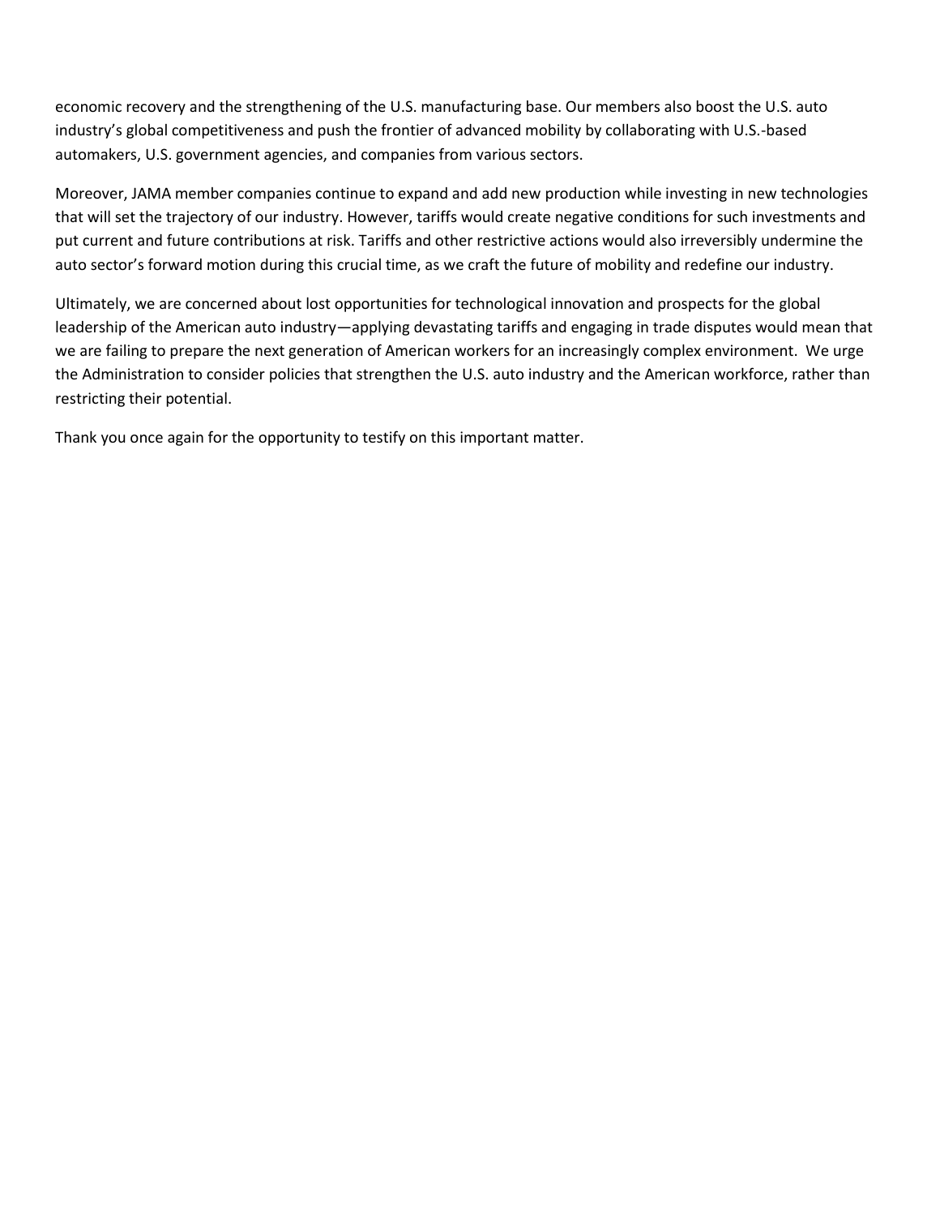economic recovery and the strengthening of the U.S. manufacturing base. Our members also boost the U.S. auto industry's global competitiveness and push the frontier of advanced mobility by collaborating with U.S.-based automakers, U.S. government agencies, and companies from various sectors.

Moreover, JAMA member companies continue to expand and add new production while investing in new technologies that will set the trajectory of our industry. However, tariffs would create negative conditions for such investments and put current and future contributions at risk. Tariffs and other restrictive actions would also irreversibly undermine the auto sector's forward motion during this crucial time, as we craft the future of mobility and redefine our industry.

Ultimately, we are concerned about lost opportunities for technological innovation and prospects for the global leadership of the American auto industry—applying devastating tariffs and engaging in trade disputes would mean that we are failing to prepare the next generation of American workers for an increasingly complex environment. We urge the Administration to consider policies that strengthen the U.S. auto industry and the American workforce, rather than restricting their potential.

Thank you once again for the opportunity to testify on this important matter.